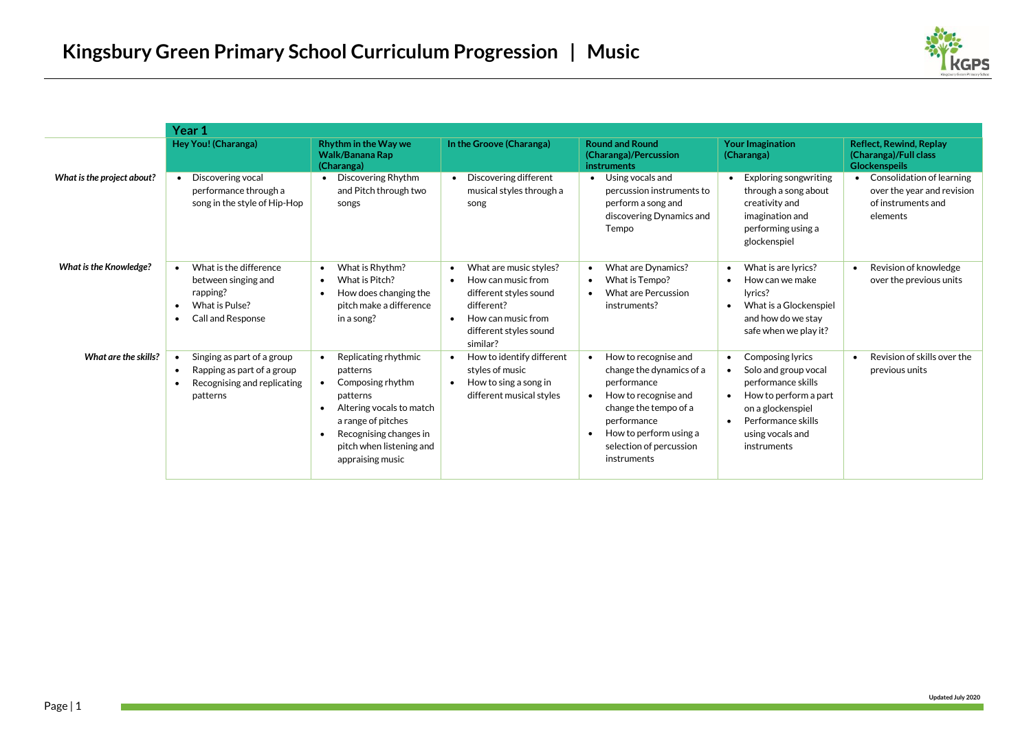# Kingsbury Green Primary School Curriculum Progression | Music

| | Year 1 | | | | | |
|---|---|---|---|---|---|---|
| | **Hey You! (Charanga)** | **Rhythm in the Way we Walk/Banana Rap (Charanga)** | **In the Groove (Charanga)** | **Round and Round (Charanga)/Percussion instruments** | **Your Imagination (Charanga)** | **Reflect, Rewind, Replay (Charanga)/Full class Glockenspeils** |
| ***What is the project about?*** | • Discovering vocal performance through a song in the style of Hip-Hop | • Discovering Rhythm and Pitch through two songs | • Discovering different musical styles through a song | • Using vocals and percussion instruments to perform a song and discovering Dynamics and Tempo | • Exploring songwriting through a song about creativity and imagination and performing using a glockenspiel | • Consolidation of learning over the year and revision of instruments and elements |
| ***What is the Knowledge?*** | • What is the difference between singing and rapping?<br>• What is Pulse?<br>• Call and Response | • What is Rhythm?<br>• What is Pitch?<br>• How does changing the pitch make a difference in a song? | • What are music styles?<br>• How can music from different styles sound different?<br>• How can music from different styles sound similar? | • What are Dynamics?<br>• What is Tempo?<br>• What are Percussion instruments? | • What is are lyrics?<br>• How can we make lyrics?<br>• What is a Glockenspiel and how do we stay safe when we play it? | • Revision of knowledge over the previous units |
| ***What are the skills?*** | • Singing as part of a group<br>• Rapping as part of a group<br>• Recognising and replicating patterns | • Replicating rhythmic patterns<br>• Composing rhythm patterns<br>• Altering vocals to match a range of pitches<br>• Recognising changes in pitch when listening and appraising music | • How to identify different styles of music<br>• How to sing a song in different musical styles | • How to recognise and change the dynamics of a performance<br>• How to recognise and change the tempo of a performance<br>• How to perform using a selection of percussion instruments | • Composing lyrics<br>• Solo and group vocal performance skills<br>• How to perform a part on a glockenspiel<br>• Performance skills using vocals and instruments | • Revision of skills over the previous units |

Updated July 2020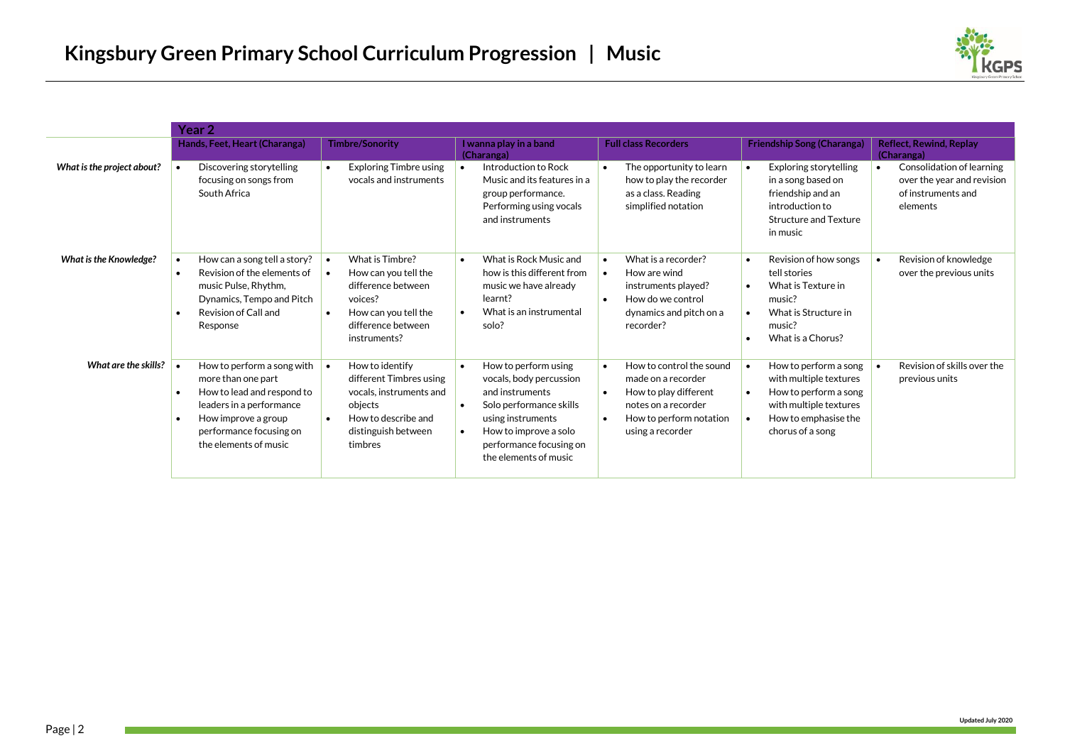# Kingsbury Green Primary School Curriculum Progression | Music

| | Year 2 | | | | | |
|---|---|---|---|---|---|---|
| | **Hands, Feet, Heart (Charanga)** | **Timbre/Sonority** | **I wanna play in a band (Charanga)** | **Full class Recorders** | **Friendship Song (Charanga)** | **Reflect, Rewind, Replay (Charanga)** |
| ***What is the project about?*** | • Discovering storytelling focusing on songs from South Africa | • Exploring Timbre using vocals and instruments | • Introduction to Rock Music and its features in a group performance. Performing using vocals and instruments | • The opportunity to learn how to play the recorder as a class. Reading simplified notation | • Exploring storytelling in a song based on friendship and an introduction to Structure and Texture in music | • Consolidation of learning over the year and revision of instruments and elements |
| ***What is the Knowledge?*** | • How can a song tell a story?<br>• Revision of the elements of music Pulse, Rhythm, Dynamics, Tempo and Pitch<br>• Revision of Call and Response | • What is Timbre?<br>• How can you tell the difference between voices?<br>• How can you tell the difference between instruments? | • What is Rock Music and how is this different from music we have already learnt?<br>• What is an instrumental solo? | • What is a recorder?<br>• How are wind instruments played?<br>• How do we control dynamics and pitch on a recorder? | • Revision of how songs tell stories<br>• What is Texture in music?<br>• What is Structure in music?<br>• What is a Chorus? | • Revision of knowledge over the previous units |
| ***What are the skills?*** | • How to perform a song with more than one part<br>• How to lead and respond to leaders in a performance<br>• How improve a group performance focusing on the elements of music | • How to identify different Timbres using vocals, instruments and objects<br>• How to describe and distinguish between timbres | • How to perform using vocals, body percussion and instruments<br>• Solo performance skills using instruments<br>• How to improve a solo performance focusing on the elements of music | • How to control the sound made on a recorder<br>• How to play different notes on a recorder<br>• How to perform notation using a recorder | • How to perform a song with multiple textures<br>• How to perform a song with multiple textures<br>• How to emphasise the chorus of a song | • Revision of skills over the previous units |

Updated July 2020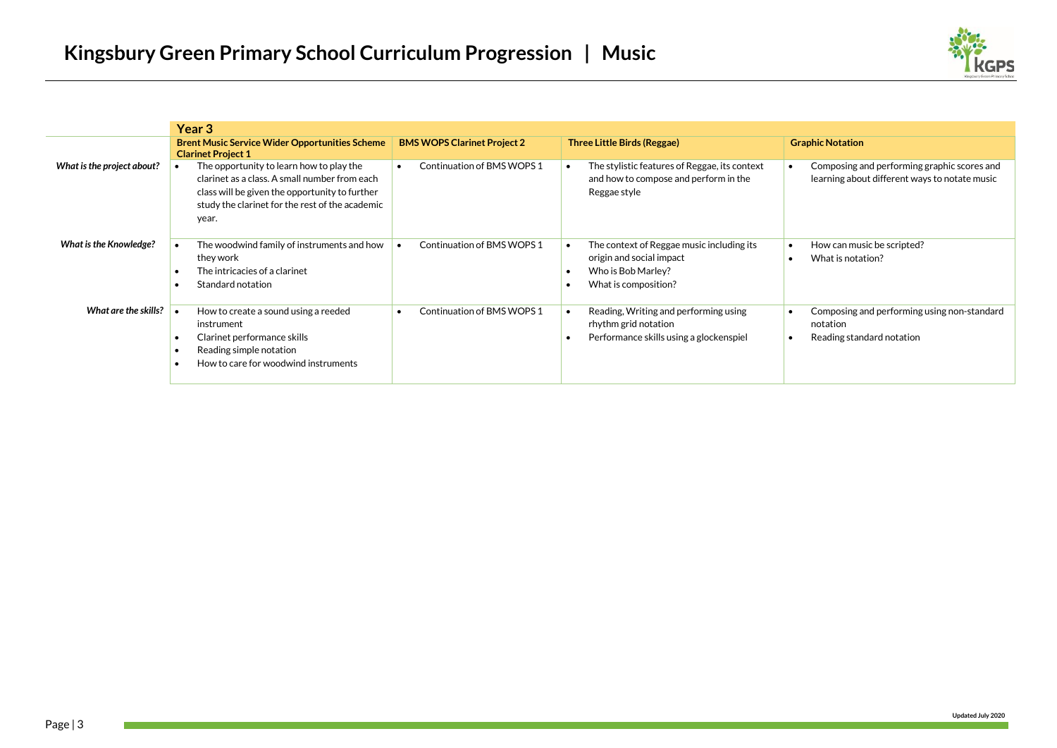# Kingsbury Green Primary School Curriculum Progression | Music

| | Year 3 | | | |
|---|---|---|---|---|
| | **Brent Music Service Wider Opportunities Scheme Clarinet Project 1** | **BMS WOPS Clarinet Project 2** | **Three Little Birds (Reggae)** | **Graphic Notation** |
| ***What is the project about?*** | • The opportunity to learn how to play the clarinet as a class. A small number from each class will be given the opportunity to further study the clarinet for the rest of the academic year. | • Continuation of BMS WOPS 1 | • The stylistic features of Reggae, its context and how to compose and perform in the Reggae style | • Composing and performing graphic scores and learning about different ways to notate music |
| ***What is the Knowledge?*** | • The woodwind family of instruments and how they work<br>• The intricacies of a clarinet<br>• Standard notation | • Continuation of BMS WOPS 1 | • The context of Reggae music including its origin and social impact<br>• Who is Bob Marley?<br>• What is composition? | • How can music be scripted?<br>• What is notation? |
| ***What are the skills?*** | • How to create a sound using a reeded instrument<br>• Clarinet performance skills<br>• Reading simple notation<br>• How to care for woodwind instruments | • Continuation of BMS WOPS 1 | • Reading, Writing and performing using rhythm grid notation<br>• Performance skills using a glockenspiel | • Composing and performing using non-standard notation<br>• Reading standard notation |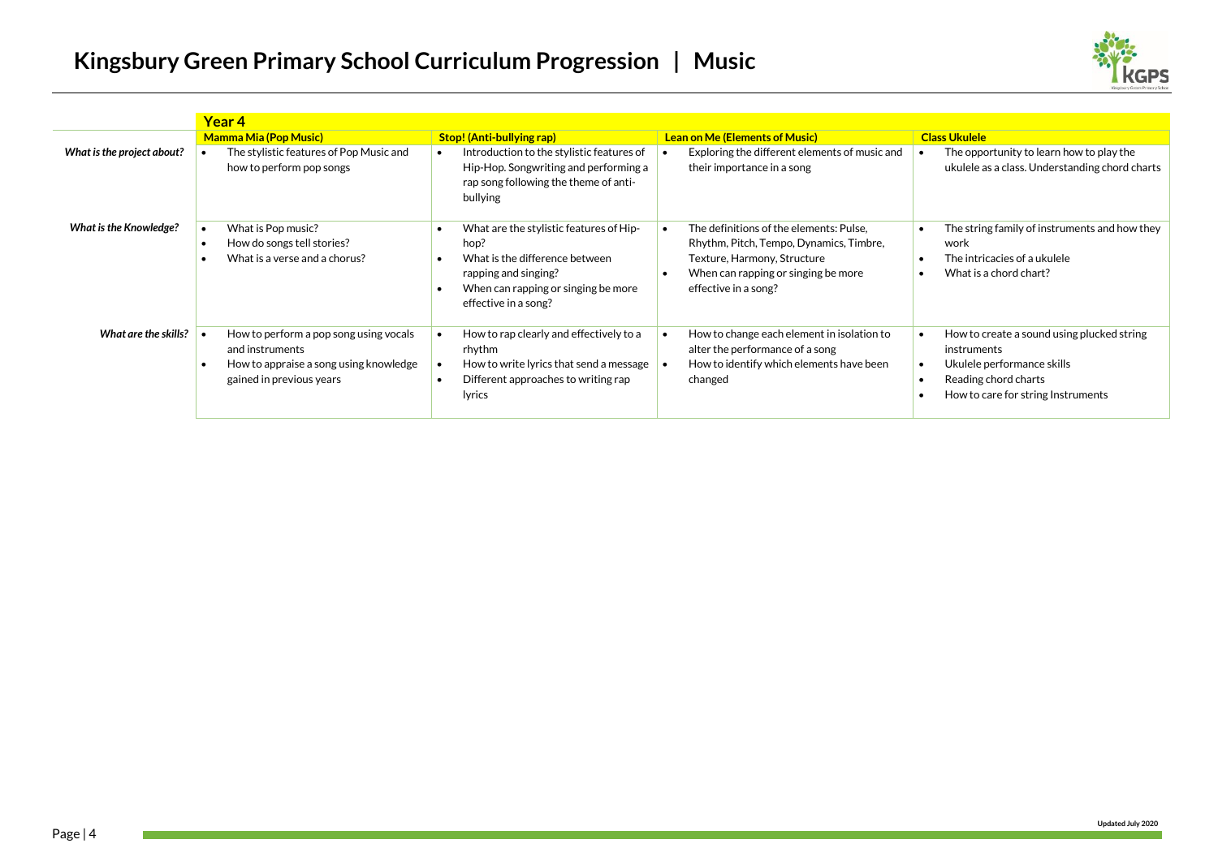# Kingsbury Green Primary School Curriculum Progression | Music

| | Year 4 | | | |
|---|---|---|---|---|
| | **Mamma Mia (Pop Music)** | **Stop! (Anti-bullying rap)** | **Lean on Me (Elements of Music)** | **Class Ukulele** |
| ***What is the project about?*** | • The stylistic features of Pop Music and how to perform pop songs | • Introduction to the stylistic features of Hip-Hop. Songwriting and performing a rap song following the theme of anti-bullying | • Exploring the different elements of music and their importance in a song | • The opportunity to learn how to play the ukulele as a class. Understanding chord charts |
| ***What is the Knowledge?*** | • What is Pop music?<br>• How do songs tell stories?<br>• What is a verse and a chorus? | • What are the stylistic features of Hip-hop?<br>• What is the difference between rapping and singing?<br>• When can rapping or singing be more effective in a song? | • The definitions of the elements: Pulse, Rhythm, Pitch, Tempo, Dynamics, Timbre, Texture, Harmony, Structure<br>• When can rapping or singing be more effective in a song? | • The string family of instruments and how they work<br>• The intricacies of a ukulele<br>• What is a chord chart? |
| ***What are the skills?*** | • How to perform a pop song using vocals and instruments<br>• How to appraise a song using knowledge gained in previous years | • How to rap clearly and effectively to a rhythm<br>• How to write lyrics that send a message<br>• Different approaches to writing rap lyrics | • How to change each element in isolation to alter the performance of a song<br>• How to identify which elements have been changed | • How to create a sound using plucked string instruments<br>• Ukulele performance skills<br>• Reading chord charts<br>• How to care for string Instruments |

Updated July 2020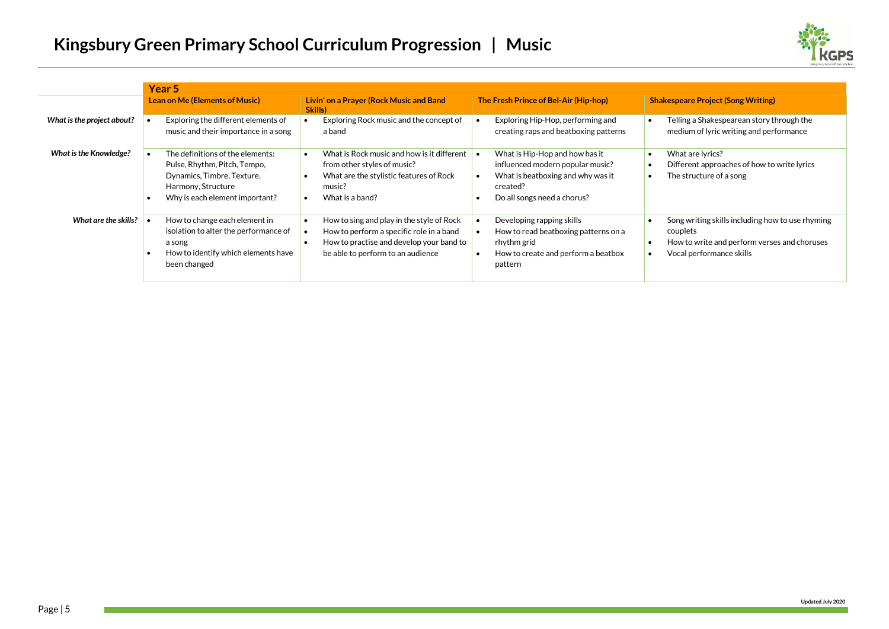# Kingsbury Green Primary School Curriculum Progression | Music

| | Year 5 | | | |
|---|---|---|---|---|
| | **Lean on Me (Elements of Music)** | **Livin' on a Prayer (Rock Music and Band Skills)** | **The Fresh Prince of Bel-Air (Hip-hop)** | **Shakespeare Project (Song Writing)** |
| ***What is the project about?*** | • Exploring the different elements of music and their importance in a song | • Exploring Rock music and the concept of a band | • Exploring Hip-Hop, performing and creating raps and beatboxing patterns | • Telling a Shakespearean story through the medium of lyric writing and performance |
| ***What is the Knowledge?*** | • The definitions of the elements: Pulse, Rhythm, Pitch, Tempo, Dynamics, Timbre, Texture, Harmony, Structure<br>• Why is each element important? | • What is Rock music and how is it different from other styles of music?<br>• What are the stylistic features of Rock music?<br>• What is a band? | • What is Hip-Hop and how has it influenced modern popular music?<br>• What is beatboxing and why was it created?<br>• Do all songs need a chorus? | • What are lyrics?<br>• Different approaches of how to write lyrics<br>• The structure of a song |
| ***What are the skills?*** | • How to change each element in isolation to alter the performance of a song<br>• How to identify which elements have been changed | • How to sing and play in the style of Rock<br>• How to perform a specific role in a band<br>• How to practise and develop your band to be able to perform to an audience | • Developing rapping skills<br>• How to read beatboxing patterns on a rhythm grid<br>• How to create and perform a beatbox pattern | • Song writing skills including how to use rhyming couplets<br>• How to write and perform verses and choruses<br>• Vocal performance skills |

Updated July 2020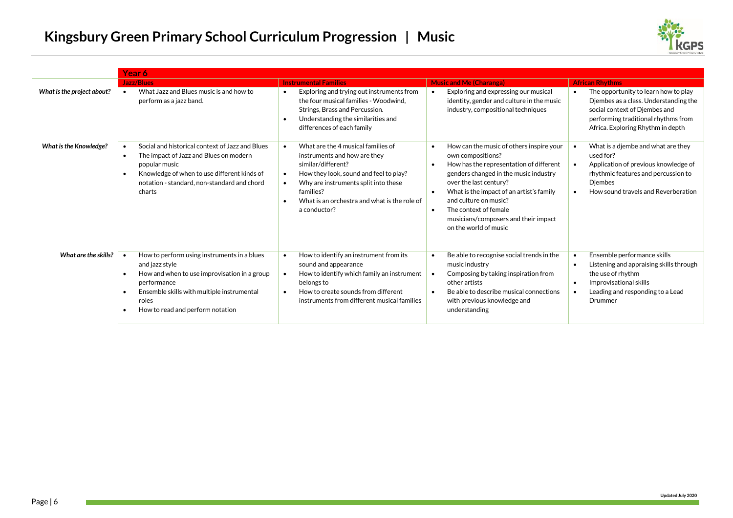# Kingsbury Green Primary School Curriculum Progression | Music

| | Year 6 | | | |
|---|---|---|---|---|
| | **Jazz/Blues** | **Instrumental Families** | **Music and Me (Charanga)** | **African Rhythms** |
| ***What is the project about?*** | • What Jazz and Blues music is and how to perform as a jazz band. | • Exploring and trying out instruments from the four musical families - Woodwind, Strings, Brass and Percussion.<br>• Understanding the similarities and differences of each family | • Exploring and expressing our musical identity, gender and culture in the music industry, compositional techniques | • The opportunity to learn how to play Djembes as a class. Understanding the social context of Djembes and performing traditional rhythms from Africa. Exploring Rhythm in depth |
| ***What is the Knowledge?*** | • Social and historical context of Jazz and Blues<br>• The impact of Jazz and Blues on modern popular music<br>• Knowledge of when to use different kinds of notation - standard, non-standard and chord charts | • What are the 4 musical families of instruments and how are they similar/different?<br>• How they look, sound and feel to play?<br>• Why are instruments split into these families?<br>• What is an orchestra and what is the role of a conductor? | • How can the music of others inspire your own compositions?<br>• How has the representation of different genders changed in the music industry over the last century?<br>• What is the impact of an artist's family and culture on music?<br>• The context of female musicians/composers and their impact on the world of music | • What is a djembe and what are they used for?<br>• Application of previous knowledge of rhythmic features and percussion to Djembes<br>• How sound travels and Reverberation |
| ***What are the skills?*** | • How to perform using instruments in a blues and jazz style<br>• How and when to use improvisation in a group performance<br>• Ensemble skills with multiple instrumental roles<br>• How to read and perform notation | • How to identify an instrument from its sound and appearance<br>• How to identify which family an instrument belongs to<br>• How to create sounds from different instruments from different musical families | • Be able to recognise social trends in the music industry<br>• Composing by taking inspiration from other artists<br>• Be able to describe musical connections with previous knowledge and understanding | • Ensemble performance skills<br>• Listening and appraising skills through the use of rhythm<br>• Improvisational skills<br>• Leading and responding to a Lead Drummer |

Updated July 2020